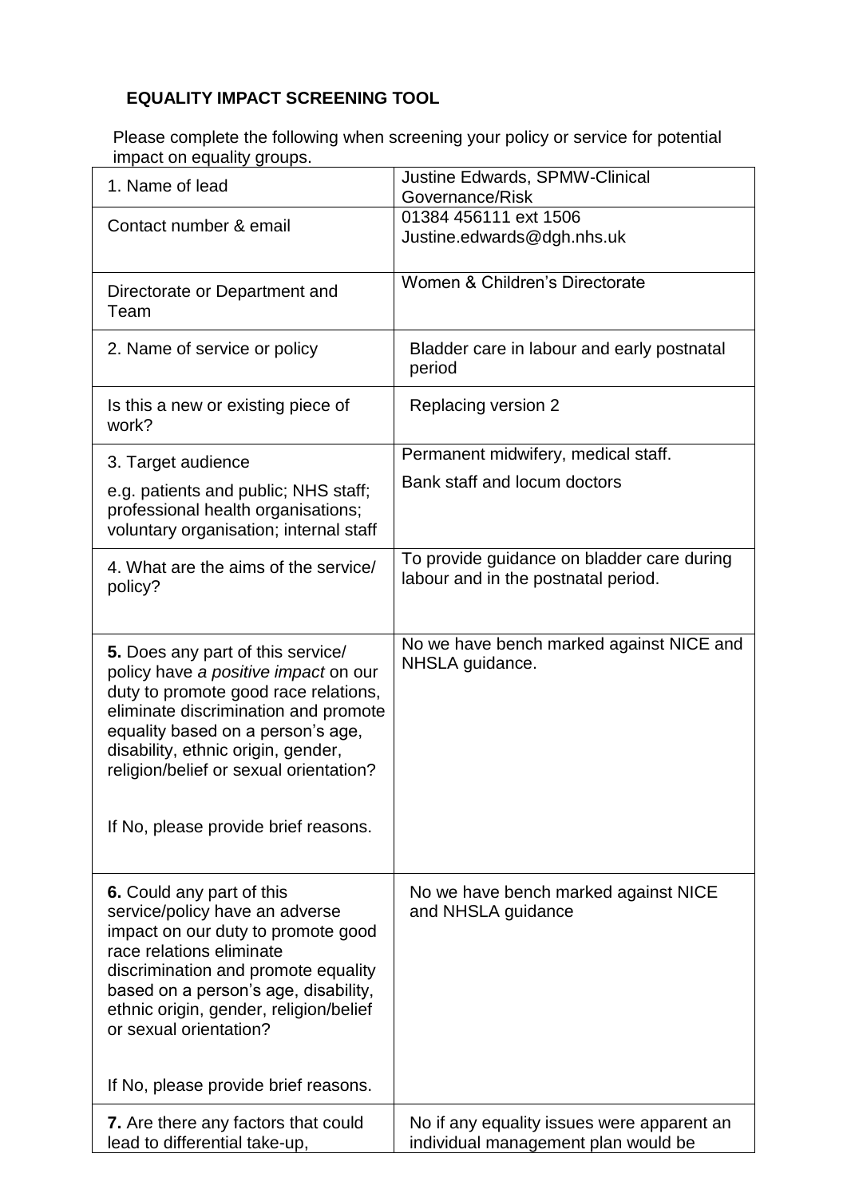**EQUALITY IMPACT SCREENING TOOL**

Please complete the following when screening your policy or service for potential impact on equality groups.

| | |
|---|---|
| 1. Name of lead | Justine Edwards, SPMW-Clinical Governance/Risk |
| Contact number & email | 01384 456111 ext 1506<br>Justine.edwards@dgh.nhs.uk |
| Directorate or Department and Team | Women & Children's Directorate |
| 2. Name of service or policy | Bladder care in labour and early postnatal period |
| Is this a new or existing piece of work? | Replacing version 2 |
| 3. Target audience<br>e.g. patients and public; NHS staff; professional health organisations; voluntary organisation; internal staff | Permanent midwifery, medical staff.<br>Bank staff and locum doctors |
| 4. What are the aims of the service/ policy? | To provide guidance on bladder care during labour and in the postnatal period. |
| **5.** Does any part of this service/ policy have *a positive impact* on our duty to promote good race relations, eliminate discrimination and promote equality based on a person's age, disability, ethnic origin, gender, religion/belief or sexual orientation?<br><br>If No, please provide brief reasons. | No we have bench marked against NICE and NHSLA guidance. |
| **6.** Could any part of this service/policy have an adverse impact on our duty to promote good race relations eliminate discrimination and promote equality based on a person's age, disability, ethnic origin, gender, religion/belief or sexual orientation?<br><br>If No, please provide brief reasons. | No we have bench marked against NICE and NHSLA guidance |
| **7.** Are there any factors that could lead to differential take-up, | No if any equality issues were apparent an individual management plan would be |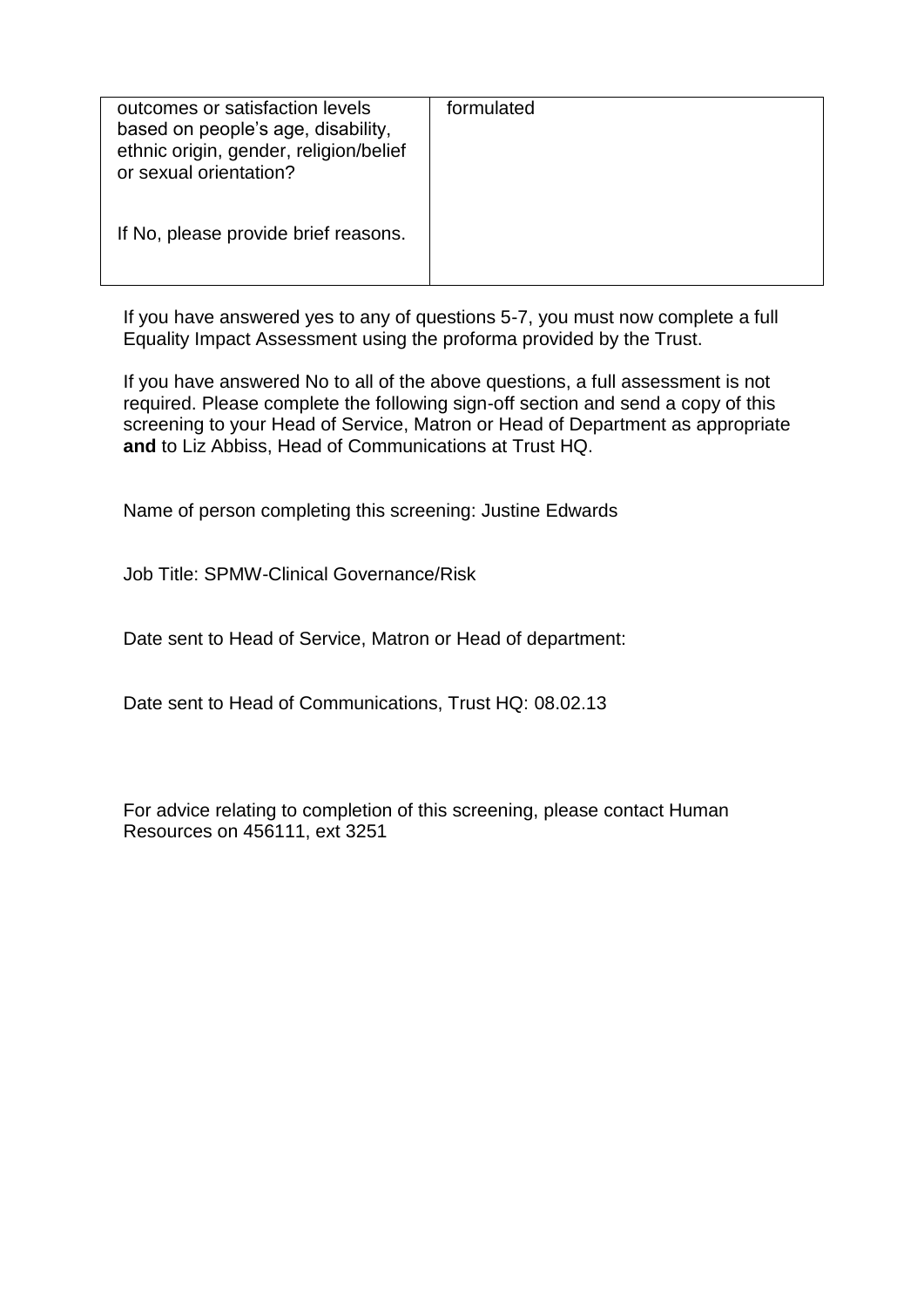| | |
|---|---|
| outcomes or satisfaction levels based on people's age, disability, ethnic origin, gender, religion/belief or sexual orientation?<br><br>If No, please provide brief reasons. | formulated |

If you have answered yes to any of questions 5-7, you must now complete a full Equality Impact Assessment using the proforma provided by the Trust.

If you have answered No to all of the above questions, a full assessment is not required. Please complete the following sign-off section and send a copy of this screening to your Head of Service, Matron or Head of Department as appropriate **and** to Liz Abbiss, Head of Communications at Trust HQ.

Name of person completing this screening: Justine Edwards

Job Title: SPMW-Clinical Governance/Risk

Date sent to Head of Service, Matron or Head of department:

Date sent to Head of Communications, Trust HQ: 08.02.13

For advice relating to completion of this screening, please contact Human Resources on 456111, ext 3251